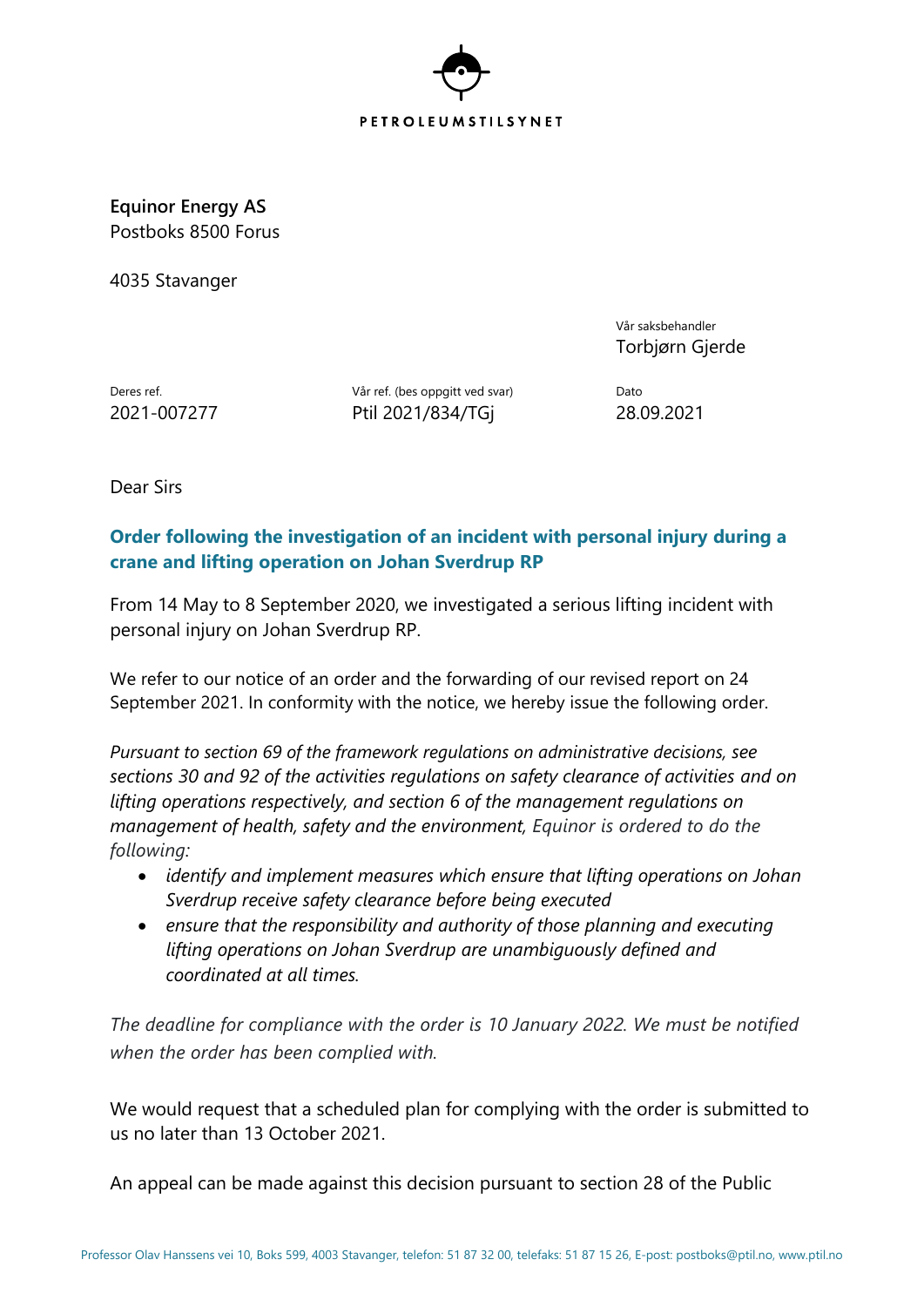PETROLEUMSTILSYNET

**Equinor Energy AS**
Postboks 8500 Forus

4035 Stavanger

Vår saksbehandler
Torbjørn Gjerde

| Deres ref. | Vår ref. (bes oppgitt ved svar) | Dato |
|---|---|---|
| 2021-007277 | Ptil 2021/834/TGj | 28.09.2021 |

Dear Sirs

## Order following the investigation of an incident with personal injury during a crane and lifting operation on Johan Sverdrup RP

From 14 May to 8 September 2020, we investigated a serious lifting incident with personal injury on Johan Sverdrup RP.

We refer to our notice of an order and the forwarding of our revised report on 24 September 2021. In conformity with the notice, we hereby issue the following order.

*Pursuant to section 69 of the framework regulations on administrative decisions, see sections 30 and 92 of the activities regulations on safety clearance of activities and on lifting operations respectively, and section 6 of the management regulations on management of health, safety and the environment, Equinor is ordered to do the following:*

- *identify and implement measures which ensure that lifting operations on Johan Sverdrup receive safety clearance before being executed*
- *ensure that the responsibility and authority of those planning and executing lifting operations on Johan Sverdrup are unambiguously defined and coordinated at all times.*

*The deadline for compliance with the order is 10 January 2022. We must be notified when the order has been complied with.*

We would request that a scheduled plan for complying with the order is submitted to us no later than 13 October 2021.

An appeal can be made against this decision pursuant to section 28 of the Public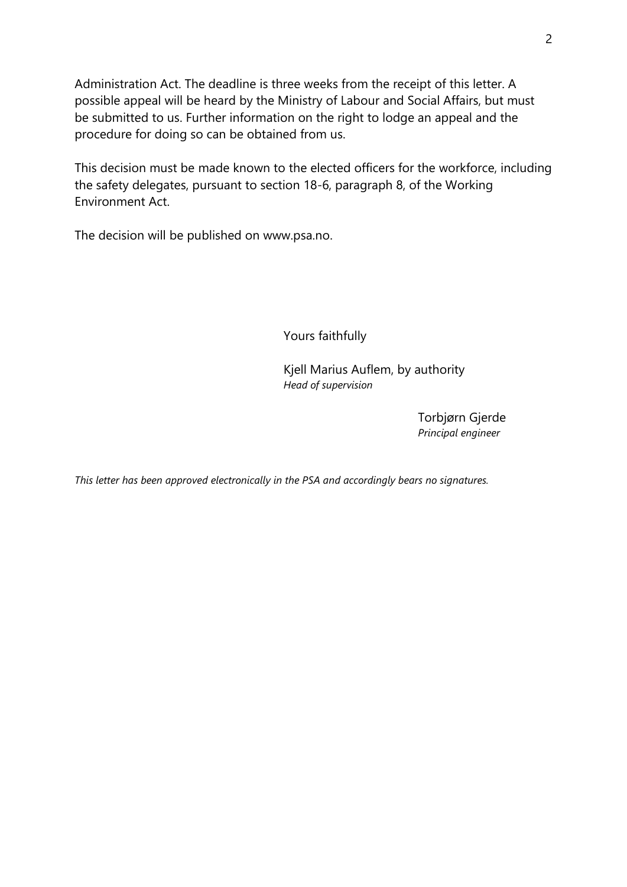Administration Act. The deadline is three weeks from the receipt of this letter. A possible appeal will be heard by the Ministry of Labour and Social Affairs, but must be submitted to us. Further information on the right to lodge an appeal and the procedure for doing so can be obtained from us.

This decision must be made known to the elected officers for the workforce, including the safety delegates, pursuant to section 18-6, paragraph 8, of the Working Environment Act.

The decision will be published on www.psa.no.

Yours faithfully

Kjell Marius Auflem, by authority
*Head of supervision*

Torbjørn Gjerde
*Principal engineer*

*This letter has been approved electronically in the PSA and accordingly bears no signatures.*